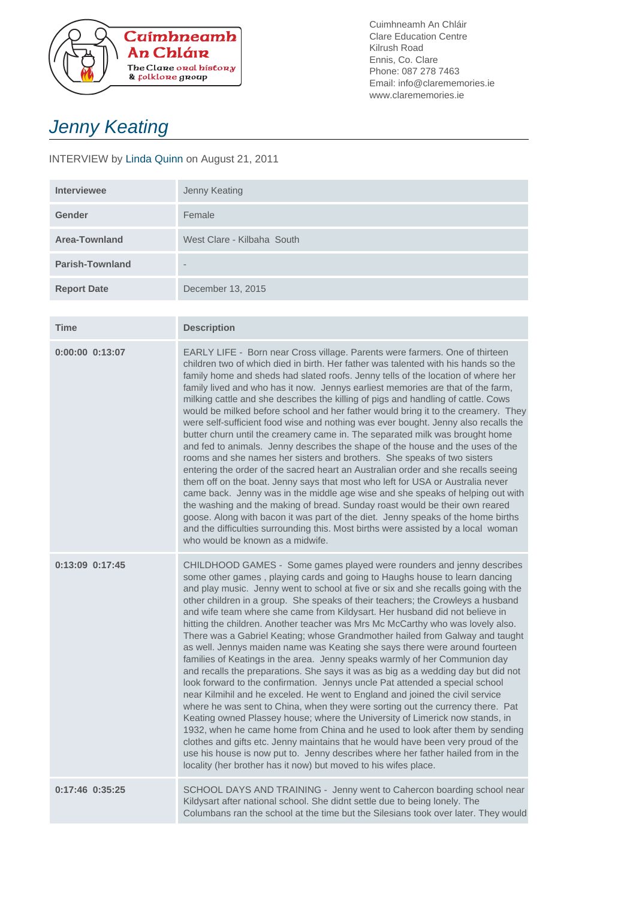Cumhneamh An Chláir
The Clare oral history & folklore group

Cuimhneamh An Chláir
Clare Education Centre
Kilrush Road
Ennis, Co. Clare
Phone: 087 278 7463
Email: info@clarememories.ie
www.clarememories.ie

# Jenny Keating

INTERVIEW by Linda Quinn on August 21, 2011

| | |
|---|---|
| **Interviewee** | Jenny Keating |
| **Gender** | Female |
| **Area-Townland** | West Clare - Kilbaha South |
| **Parish-Townland** | - |
| **Report Date** | December 13, 2015 |

| Time | Description |
|---|---|
| **0:00:00 0:13:07** | EARLY LIFE - Born near Cross village. Parents were farmers. One of thirteen children two of which died in birth. Her father was talented with his hands so the family home and sheds had slated roofs. Jenny tells of the location of where her family lived and who has it now. Jennys earliest memories are that of the farm, milking cattle and she describes the killing of pigs and handling of cattle. Cows would be milked before school and her father would bring it to the creamery. They were self-sufficient food wise and nothing was ever bought. Jenny also recalls the butter churn until the creamery came in. The separated milk was brought home and fed to animals. Jenny describes the shape of the house and the uses of the rooms and she names her sisters and brothers. She speaks of two sisters entering the order of the sacred heart an Australian order and she recalls seeing them off on the boat. Jenny says that most who left for USA or Australia never came back. Jenny was in the middle age wise and she speaks of helping out with the washing and the making of bread. Sunday roast would be their own reared goose. Along with bacon it was part of the diet. Jenny speaks of the home births and the difficulties surrounding this. Most births were assisted by a local woman who would be known as a midwife. |
| **0:13:09 0:17:45** | CHILDHOOD GAMES - Some games played were rounders and jenny describes some other games , playing cards and going to Haughs house to learn dancing and play music. Jenny went to school at five or six and she recalls going with the other children in a group. She speaks of their teachers; the Crowleys a husband and wife team where she came from Kildysart. Her husband did not believe in hitting the children. Another teacher was Mrs Mc McCarthy who was lovely also. There was a Gabriel Keating; whose Grandmother hailed from Galway and taught as well. Jennys maiden name was Keating she says there were around fourteen families of Keatings in the area. Jenny speaks warmly of her Communion day and recalls the preparations. She says it was as big as a wedding day but did not look forward to the confirmation. Jennys uncle Pat attended a special school near Kilmihil and he exceled. He went to England and joined the civil service where he was sent to China, when they were sorting out the currency there. Pat Keating owned Plassey house; where the University of Limerick now stands, in 1932, when he came home from China and he used to look after them by sending clothes and gifts etc. Jenny maintains that he would have been very proud of the use his house is now put to. Jenny describes where her father hailed from in the locality (her brother has it now) but moved to his wifes place. |
| **0:17:46 0:35:25** | SCHOOL DAYS AND TRAINING - Jenny went to Cahercon boarding school near Kildysart after national school. She didnt settle due to being lonely. The Columbans ran the school at the time but the Silesians took over later. They would |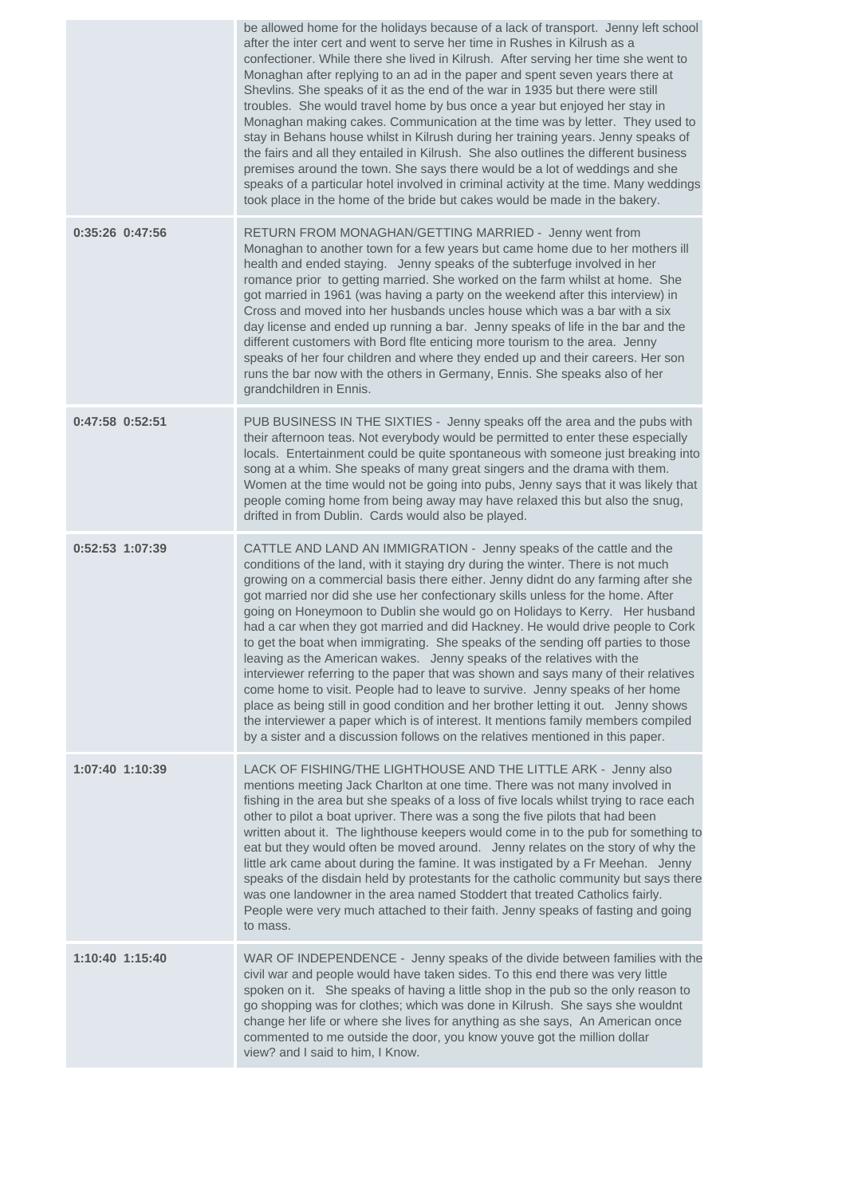| | |
|---|---|
| | be allowed home for the holidays because of a lack of transport. Jenny left school after the inter cert and went to serve her time in Rushes in Kilrush as a confectioner. While there she lived in Kilrush. After serving her time she went to Monaghan after replying to an ad in the paper and spent seven years there at Shevlins. She speaks of it as the end of the war in 1935 but there were still troubles. She would travel home by bus once a year but enjoyed her stay in Monaghan making cakes. Communication at the time was by letter. They used to stay in Behans house whilst in Kilrush during her training years. Jenny speaks of the fairs and all they entailed in Kilrush. She also outlines the different business premises around the town. She says there would be a lot of weddings and she speaks of a particular hotel involved in criminal activity at the time. Many weddings took place in the home of the bride but cakes would be made in the bakery. |
| **0:35:26 0:47:56** | RETURN FROM MONAGHAN/GETTING MARRIED - Jenny went from Monaghan to another town for a few years but came home due to her mothers ill health and ended staying. Jenny speaks of the subterfuge involved in her romance prior to getting married. She worked on the farm whilst at home. She got married in 1961 (was having a party on the weekend after this interview) in Cross and moved into her husbands uncles house which was a bar with a six day license and ended up running a bar. Jenny speaks of life in the bar and the different customers with Bord flte enticing more tourism to the area. Jenny speaks of her four children and where they ended up and their careers. Her son runs the bar now with the others in Germany, Ennis. She speaks also of her grandchildren in Ennis. |
| **0:47:58 0:52:51** | PUB BUSINESS IN THE SIXTIES - Jenny speaks off the area and the pubs with their afternoon teas. Not everybody would be permitted to enter these especially locals. Entertainment could be quite spontaneous with someone just breaking into song at a whim. She speaks of many great singers and the drama with them. Women at the time would not be going into pubs, Jenny says that it was likely that people coming home from being away may have relaxed this but also the snug, drifted in from Dublin. Cards would also be played. |
| **0:52:53 1:07:39** | CATTLE AND LAND AN IMMIGRATION - Jenny speaks of the cattle and the conditions of the land, with it staying dry during the winter. There is not much growing on a commercial basis there either. Jenny didnt do any farming after she got married nor did she use her confectionary skills unless for the home. After going on Honeymoon to Dublin she would go on Holidays to Kerry. Her husband had a car when they got married and did Hackney. He would drive people to Cork to get the boat when immigrating. She speaks of the sending off parties to those leaving as the American wakes. Jenny speaks of the relatives with the interviewer referring to the paper that was shown and says many of their relatives come home to visit. People had to leave to survive. Jenny speaks of her home place as being still in good condition and her brother letting it out. Jenny shows the interviewer a paper which is of interest. It mentions family members compiled by a sister and a discussion follows on the relatives mentioned in this paper. |
| **1:07:40 1:10:39** | LACK OF FISHING/THE LIGHTHOUSE AND THE LITTLE ARK - Jenny also mentions meeting Jack Charlton at one time. There was not many involved in fishing in the area but she speaks of a loss of five locals whilst trying to race each other to pilot a boat upriver. There was a song the five pilots that had been written about it. The lighthouse keepers would come in to the pub for something to eat but they would often be moved around. Jenny relates on the story of why the little ark came about during the famine. It was instigated by a Fr Meehan. Jenny speaks of the disdain held by protestants for the catholic community but says there was one landowner in the area named Stoddert that treated Catholics fairly. People were very much attached to their faith. Jenny speaks of fasting and going to mass. |
| **1:10:40 1:15:40** | WAR OF INDEPENDENCE - Jenny speaks of the divide between families with the civil war and people would have taken sides. To this end there was very little spoken on it. She speaks of having a little shop in the pub so the only reason to go shopping was for clothes; which was done in Kilrush. She says she wouldnt change her life or where she lives for anything as she says, An American once commented to me outside the door, you know youve got the million dollar view? and I said to him, I Know. |